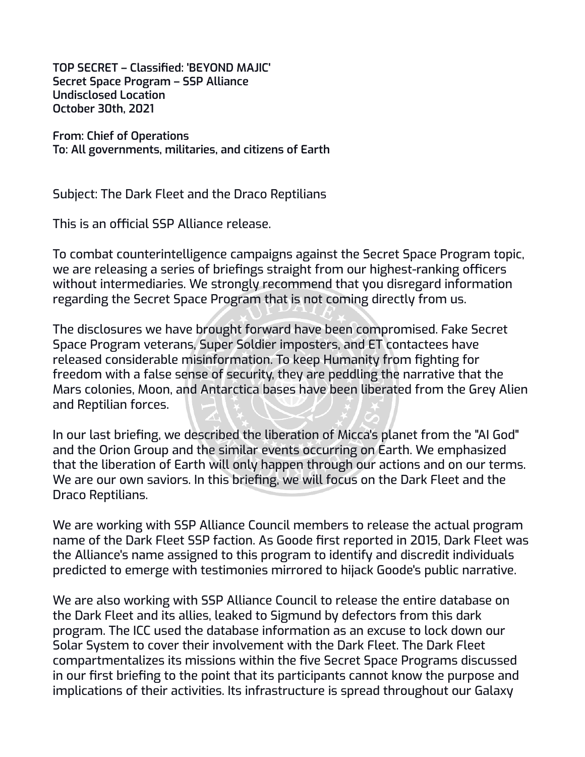**TOP SECRET – Classified: 'BEYOND MAJIC'**
**Secret Space Program – SSP Alliance**
**Undisclosed Location**
**October 30th, 2021**

**From: Chief of Operations**
**To: All governments, militaries, and citizens of Earth**

Subject: The Dark Fleet and the Draco Reptilians

This is an official SSP Alliance release.

To combat counterintelligence campaigns against the Secret Space Program topic, we are releasing a series of briefings straight from our highest-ranking officers without intermediaries. We strongly recommend that you disregard information regarding the Secret Space Program that is not coming directly from us.

The disclosures we have brought forward have been compromised. Fake Secret Space Program veterans, Super Soldier imposters, and ET contactees have released considerable misinformation. To keep Humanity from fighting for freedom with a false sense of security, they are peddling the narrative that the Mars colonies, Moon, and Antarctica bases have been liberated from the Grey Alien and Reptilian forces.

In our last briefing, we described the liberation of Micca's planet from the "AI God" and the Orion Group and the similar events occurring on Earth. We emphasized that the liberation of Earth will only happen through our actions and on our terms. We are our own saviors. In this briefing, we will focus on the Dark Fleet and the Draco Reptilians.

We are working with SSP Alliance Council members to release the actual program name of the Dark Fleet SSP faction. As Goode first reported in 2015, Dark Fleet was the Alliance's name assigned to this program to identify and discredit individuals predicted to emerge with testimonies mirrored to hijack Goode's public narrative.

We are also working with SSP Alliance Council to release the entire database on the Dark Fleet and its allies, leaked to Sigmund by defectors from this dark program. The ICC used the database information as an excuse to lock down our Solar System to cover their involvement with the Dark Fleet. The Dark Fleet compartmentalizes its missions within the five Secret Space Programs discussed in our first briefing to the point that its participants cannot know the purpose and implications of their activities. Its infrastructure is spread throughout our Galaxy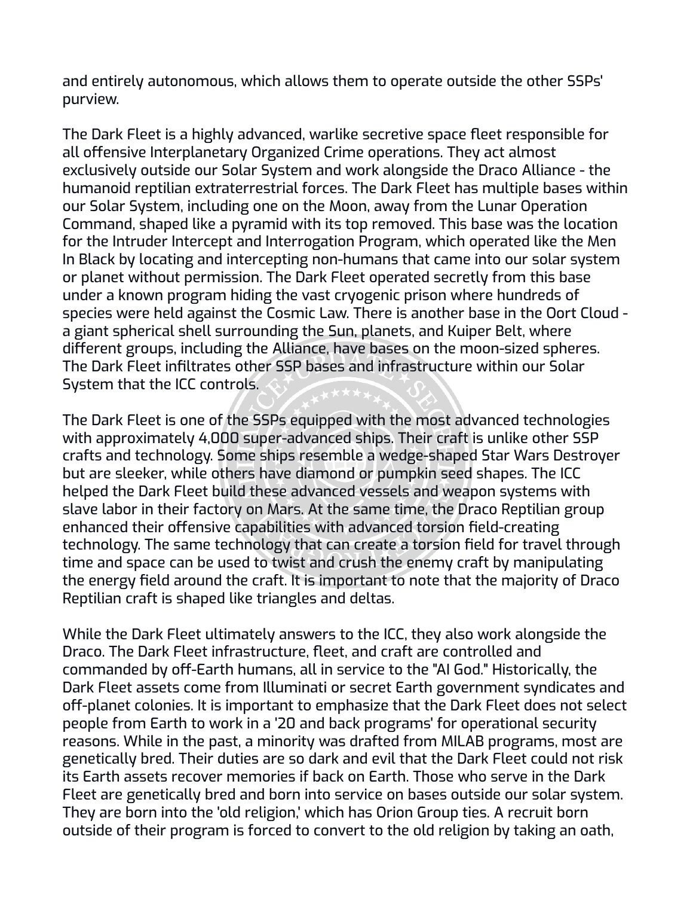and entirely autonomous, which allows them to operate outside the other SSPs' purview.

The Dark Fleet is a highly advanced, warlike secretive space fleet responsible for all offensive Interplanetary Organized Crime operations. They act almost exclusively outside our Solar System and work alongside the Draco Alliance - the humanoid reptilian extraterrestrial forces. The Dark Fleet has multiple bases within our Solar System, including one on the Moon, away from the Lunar Operation Command, shaped like a pyramid with its top removed. This base was the location for the Intruder Intercept and Interrogation Program, which operated like the Men In Black by locating and intercepting non-humans that came into our solar system or planet without permission. The Dark Fleet operated secretly from this base under a known program hiding the vast cryogenic prison where hundreds of species were held against the Cosmic Law. There is another base in the Oort Cloud - a giant spherical shell surrounding the Sun, planets, and Kuiper Belt, where different groups, including the Alliance, have bases on the moon-sized spheres. The Dark Fleet infiltrates other SSP bases and infrastructure within our Solar System that the ICC controls.

The Dark Fleet is one of the SSPs equipped with the most advanced technologies with approximately 4,000 super-advanced ships. Their craft is unlike other SSP crafts and technology. Some ships resemble a wedge-shaped Star Wars Destroyer but are sleeker, while others have diamond or pumpkin seed shapes. The ICC helped the Dark Fleet build these advanced vessels and weapon systems with slave labor in their factory on Mars. At the same time, the Draco Reptilian group enhanced their offensive capabilities with advanced torsion field-creating technology. The same technology that can create a torsion field for travel through time and space can be used to twist and crush the enemy craft by manipulating the energy field around the craft. It is important to note that the majority of Draco Reptilian craft is shaped like triangles and deltas.

While the Dark Fleet ultimately answers to the ICC, they also work alongside the Draco. The Dark Fleet infrastructure, fleet, and craft are controlled and commanded by off-Earth humans, all in service to the "AI God." Historically, the Dark Fleet assets come from Illuminati or secret Earth government syndicates and off-planet colonies. It is important to emphasize that the Dark Fleet does not select people from Earth to work in a '20 and back programs' for operational security reasons. While in the past, a minority was drafted from MILAB programs, most are genetically bred. Their duties are so dark and evil that the Dark Fleet could not risk its Earth assets recover memories if back on Earth. Those who serve in the Dark Fleet are genetically bred and born into service on bases outside our solar system. They are born into the 'old religion,' which has Orion Group ties. A recruit born outside of their program is forced to convert to the old religion by taking an oath,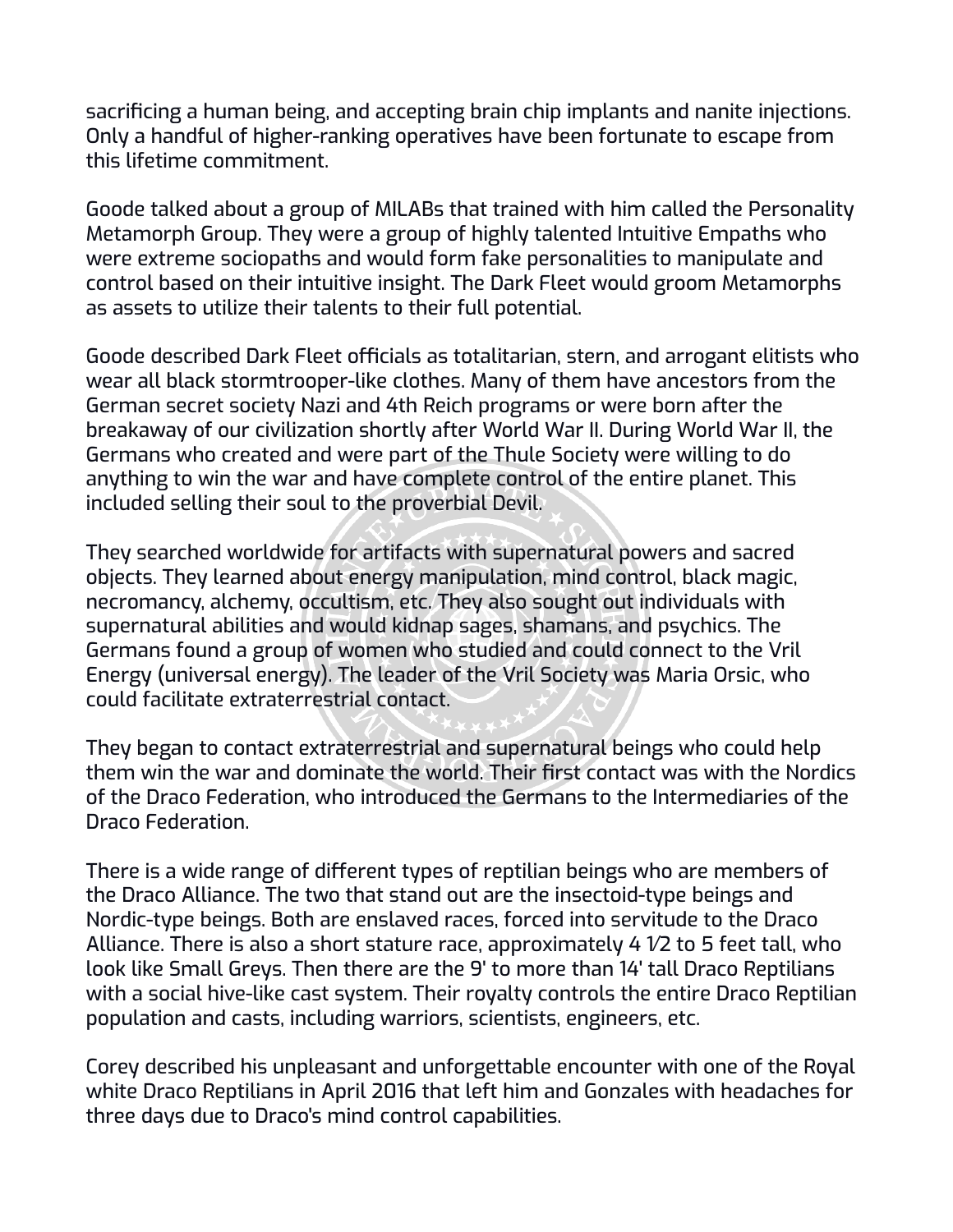sacrificing a human being, and accepting brain chip implants and nanite injections. Only a handful of higher-ranking operatives have been fortunate to escape from this lifetime commitment.

Goode talked about a group of MILABs that trained with him called the Personality Metamorph Group. They were a group of highly talented Intuitive Empaths who were extreme sociopaths and would form fake personalities to manipulate and control based on their intuitive insight. The Dark Fleet would groom Metamorphs as assets to utilize their talents to their full potential.

Goode described Dark Fleet officials as totalitarian, stern, and arrogant elitists who wear all black stormtrooper-like clothes. Many of them have ancestors from the German secret society Nazi and 4th Reich programs or were born after the breakaway of our civilization shortly after World War II. During World War II, the Germans who created and were part of the Thule Society were willing to do anything to win the war and have complete control of the entire planet. This included selling their soul to the proverbial Devil.

They searched worldwide for artifacts with supernatural powers and sacred objects. They learned about energy manipulation, mind control, black magic, necromancy, alchemy, occultism, etc. They also sought out individuals with supernatural abilities and would kidnap sages, shamans, and psychics. The Germans found a group of women who studied and could connect to the Vril Energy (universal energy). The leader of the Vril Society was Maria Orsic, who could facilitate extraterrestrial contact.

They began to contact extraterrestrial and supernatural beings who could help them win the war and dominate the world. Their first contact was with the Nordics of the Draco Federation, who introduced the Germans to the Intermediaries of the Draco Federation.

There is a wide range of different types of reptilian beings who are members of the Draco Alliance. The two that stand out are the insectoid-type beings and Nordic-type beings. Both are enslaved races, forced into servitude to the Draco Alliance. There is also a short stature race, approximately 4 1⁄2 to 5 feet tall, who look like Small Greys. Then there are the 9' to more than 14' tall Draco Reptilians with a social hive-like cast system. Their royalty controls the entire Draco Reptilian population and casts, including warriors, scientists, engineers, etc.

Corey described his unpleasant and unforgettable encounter with one of the Royal white Draco Reptilians in April 2016 that left him and Gonzales with headaches for three days due to Draco's mind control capabilities.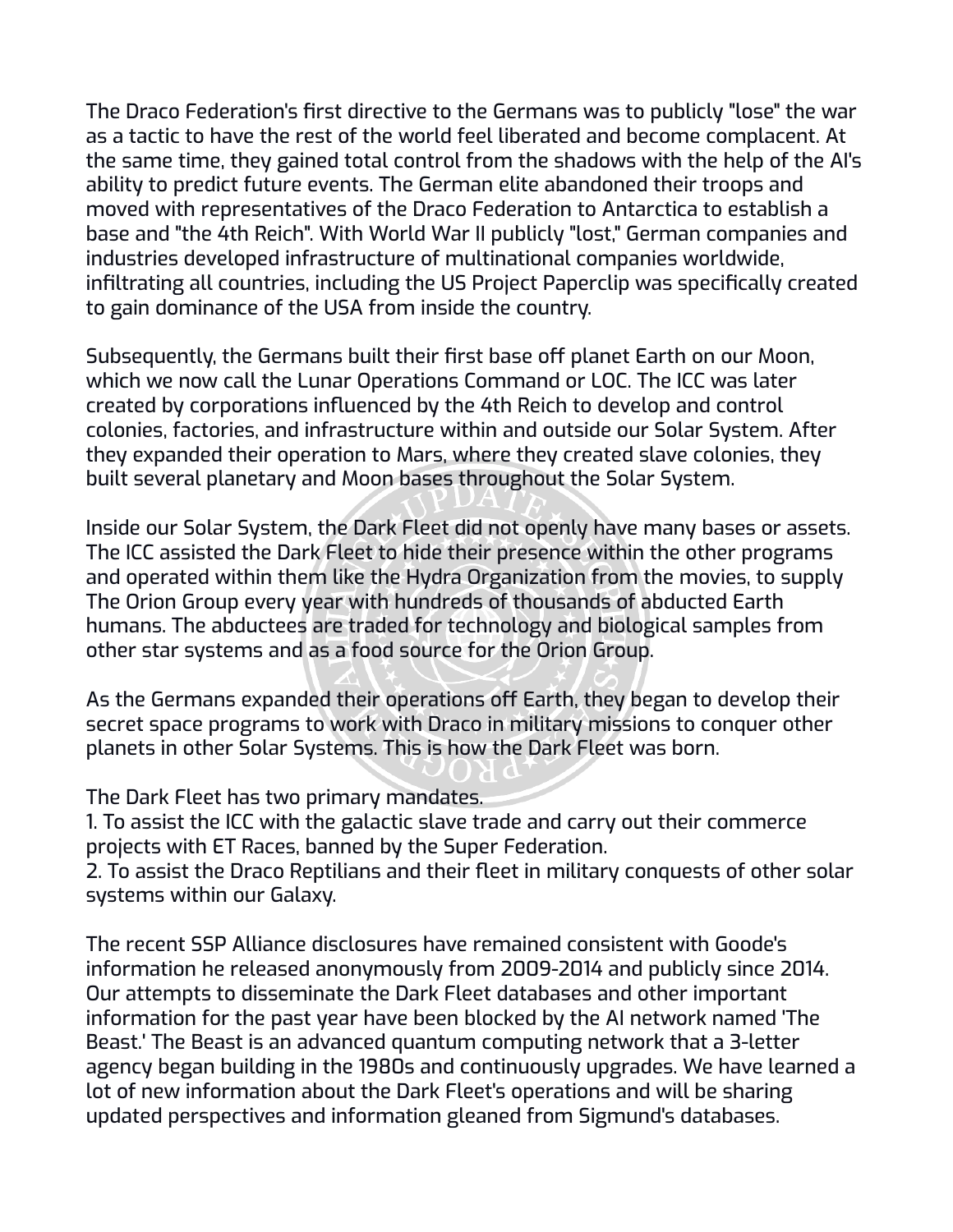The Draco Federation's first directive to the Germans was to publicly "lose" the war as a tactic to have the rest of the world feel liberated and become complacent. At the same time, they gained total control from the shadows with the help of the AI's ability to predict future events. The German elite abandoned their troops and moved with representatives of the Draco Federation to Antarctica to establish a base and "the 4th Reich". With World War II publicly "lost," German companies and industries developed infrastructure of multinational companies worldwide, infiltrating all countries, including the US Project Paperclip was specifically created to gain dominance of the USA from inside the country.

Subsequently, the Germans built their first base off planet Earth on our Moon, which we now call the Lunar Operations Command or LOC. The ICC was later created by corporations influenced by the 4th Reich to develop and control colonies, factories, and infrastructure within and outside our Solar System. After they expanded their operation to Mars, where they created slave colonies, they built several planetary and Moon bases throughout the Solar System.

Inside our Solar System, the Dark Fleet did not openly have many bases or assets. The ICC assisted the Dark Fleet to hide their presence within the other programs and operated within them like the Hydra Organization from the movies, to supply The Orion Group every year with hundreds of thousands of abducted Earth humans. The abductees are traded for technology and biological samples from other star systems and as a food source for the Orion Group.

As the Germans expanded their operations off Earth, they began to develop their secret space programs to work with Draco in military missions to conquer other planets in other Solar Systems. This is how the Dark Fleet was born.

The Dark Fleet has two primary mandates.

1. To assist the ICC with the galactic slave trade and carry out their commerce projects with ET Races, banned by the Super Federation.
2. To assist the Draco Reptilians and their fleet in military conquests of other solar systems within our Galaxy.

The recent SSP Alliance disclosures have remained consistent with Goode's information he released anonymously from 2009-2014 and publicly since 2014. Our attempts to disseminate the Dark Fleet databases and other important information for the past year have been blocked by the AI network named 'The Beast.' The Beast is an advanced quantum computing network that a 3-letter agency began building in the 1980s and continuously upgrades. We have learned a lot of new information about the Dark Fleet's operations and will be sharing updated perspectives and information gleaned from Sigmund's databases.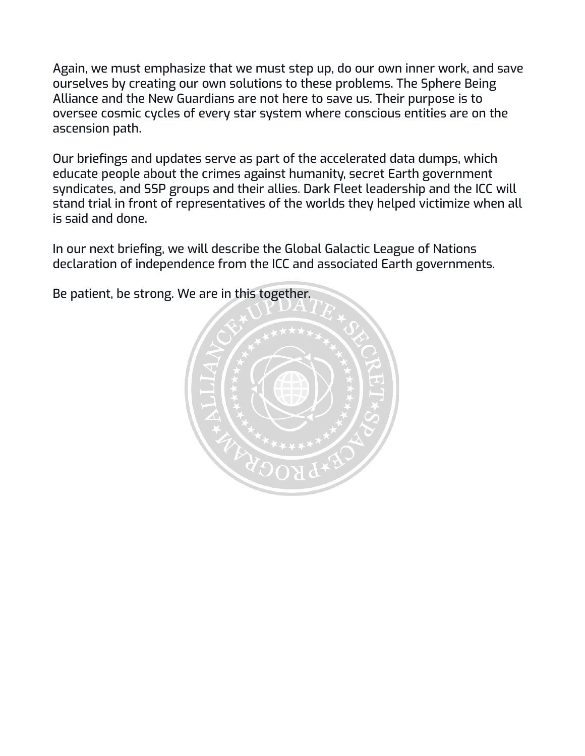Again, we must emphasize that we must step up, do our own inner work, and save ourselves by creating our own solutions to these problems. The Sphere Being Alliance and the New Guardians are not here to save us. Their purpose is to oversee cosmic cycles of every star system where conscious entities are on the ascension path.

Our briefings and updates serve as part of the accelerated data dumps, which educate people about the crimes against humanity, secret Earth government syndicates, and SSP groups and their allies. Dark Fleet leadership and the ICC will stand trial in front of representatives of the worlds they helped victimize when all is said and done.

In our next briefing, we will describe the Global Galactic League of Nations declaration of independence from the ICC and associated Earth governments.

Be patient, be strong. We are in this together.